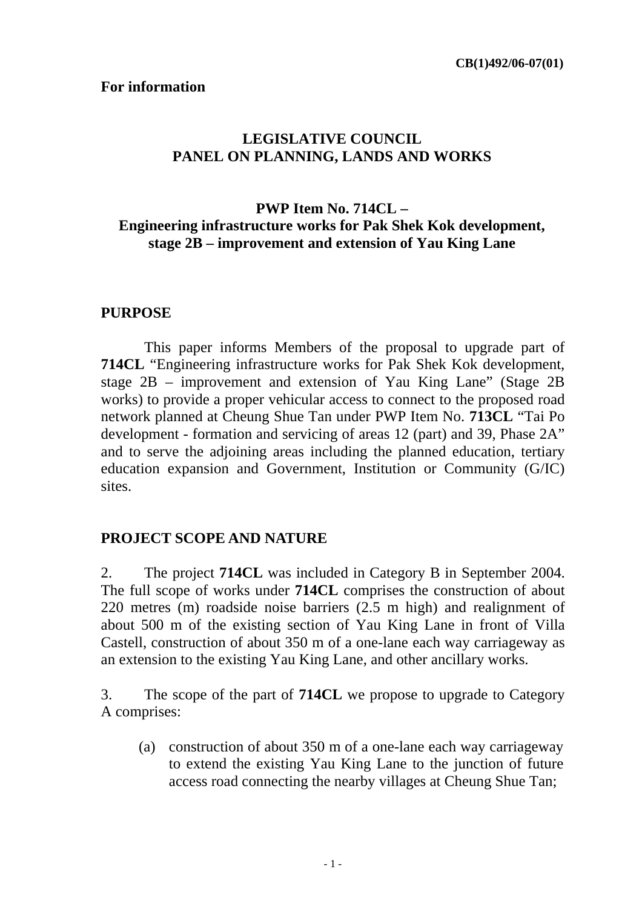**CB(1)492/06-07(01)**

**For information**

# LEGISLATIVE COUNCIL
# PANEL ON PLANNING, LANDS AND WORKS

## PWP Item No. 714CL – Engineering infrastructure works for Pak Shek Kok development, stage 2B – improvement and extension of Yau King Lane

## PURPOSE

This paper informs Members of the proposal to upgrade part of **714CL** "Engineering infrastructure works for Pak Shek Kok development, stage 2B – improvement and extension of Yau King Lane" (Stage 2B works) to provide a proper vehicular access to connect to the proposed road network planned at Cheung Shue Tan under PWP Item No. **713CL** "Tai Po development - formation and servicing of areas 12 (part) and 39, Phase 2A" and to serve the adjoining areas including the planned education, tertiary education expansion and Government, Institution or Community (G/IC) sites.

## PROJECT SCOPE AND NATURE

2. The project **714CL** was included in Category B in September 2004. The full scope of works under **714CL** comprises the construction of about 220 metres (m) roadside noise barriers (2.5 m high) and realignment of about 500 m of the existing section of Yau King Lane in front of Villa Castell, construction of about 350 m of a one-lane each way carriageway as an extension to the existing Yau King Lane, and other ancillary works.

3. The scope of the part of **714CL** we propose to upgrade to Category A comprises:

(a) construction of about 350 m of a one-lane each way carriageway to extend the existing Yau King Lane to the junction of future access road connecting the nearby villages at Cheung Shue Tan;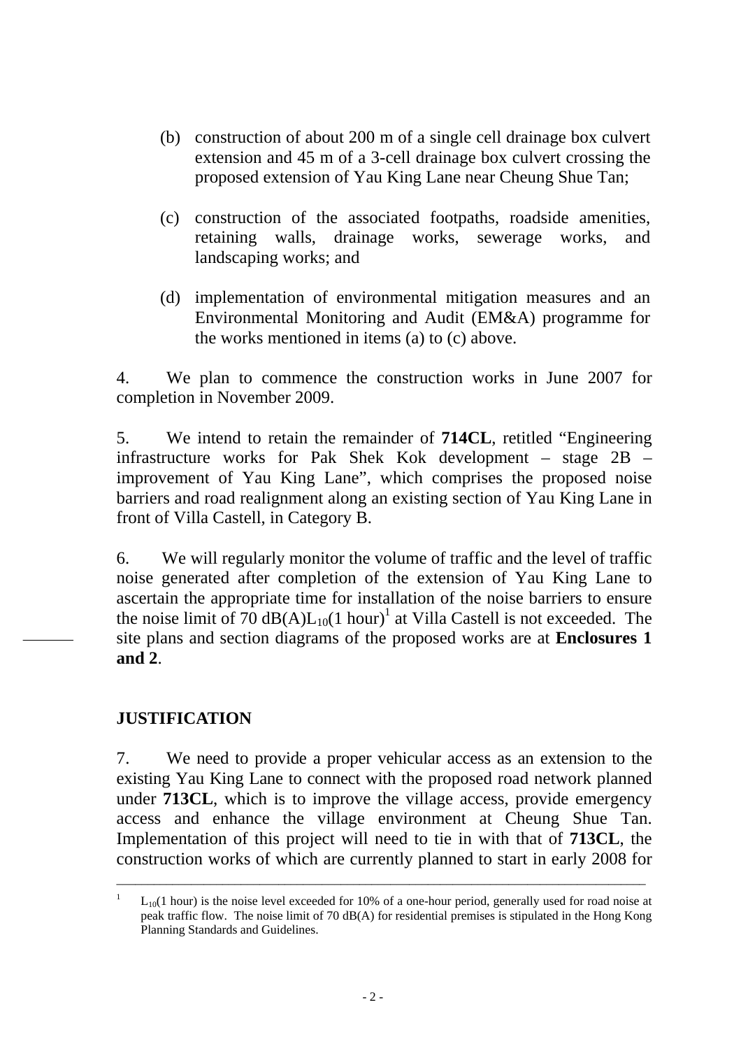(b) construction of about 200 m of a single cell drainage box culvert extension and 45 m of a 3-cell drainage box culvert crossing the proposed extension of Yau King Lane near Cheung Shue Tan;

(c) construction of the associated footpaths, roadside amenities, retaining walls, drainage works, sewerage works, and landscaping works; and

(d) implementation of environmental mitigation measures and an Environmental Monitoring and Audit (EM&A) programme for the works mentioned in items (a) to (c) above.

4. We plan to commence the construction works in June 2007 for completion in November 2009.

5. We intend to retain the remainder of **714CL**, retitled "Engineering infrastructure works for Pak Shek Kok development – stage 2B – improvement of Yau King Lane", which comprises the proposed noise barriers and road realignment along an existing section of Yau King Lane in front of Villa Castell, in Category B.

6. We will regularly monitor the volume of traffic and the level of traffic noise generated after completion of the extension of Yau King Lane to ascertain the appropriate time for installation of the noise barriers to ensure the noise limit of 70 dB(A)$L_{10}$(1 hour)[1] at Villa Castell is not exceeded. The site plans and section diagrams of the proposed works are at **Enclosures 1 and 2**.

## JUSTIFICATION

7. We need to provide a proper vehicular access as an extension to the existing Yau King Lane to connect with the proposed road network planned under **713CL**, which is to improve the village access, provide emergency access and enhance the village environment at Cheung Shue Tan. Implementation of this project will need to tie in with that of **713CL**, the construction works of which are currently planned to start in early 2008 for

---

[1] $L_{10}$(1 hour) is the noise level exceeded for 10% of a one-hour period, generally used for road noise at peak traffic flow. The noise limit of 70 dB(A) for residential premises is stipulated in the Hong Kong Planning Standards and Guidelines.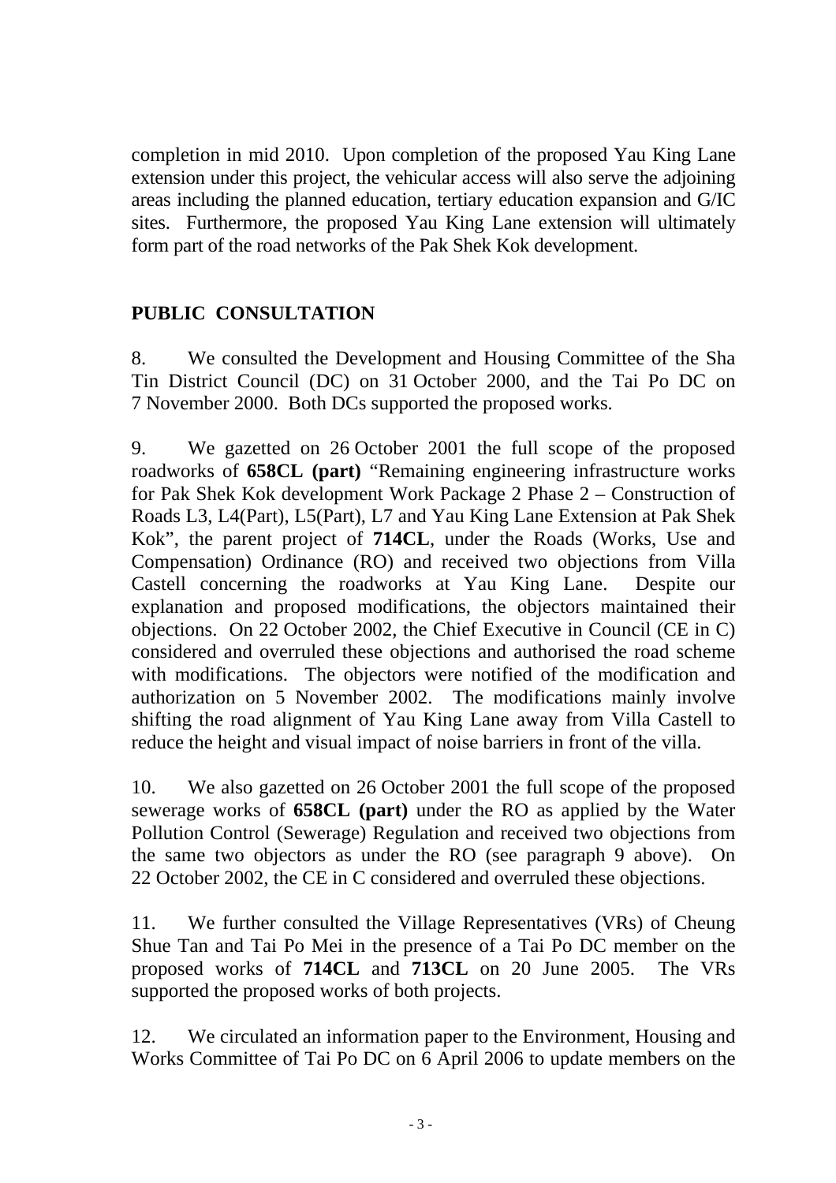completion in mid 2010. Upon completion of the proposed Yau King Lane extension under this project, the vehicular access will also serve the adjoining areas including the planned education, tertiary education expansion and G/IC sites. Furthermore, the proposed Yau King Lane extension will ultimately form part of the road networks of the Pak Shek Kok development.

## PUBLIC CONSULTATION

8. We consulted the Development and Housing Committee of the Sha Tin District Council (DC) on 31 October 2000, and the Tai Po DC on 7 November 2000. Both DCs supported the proposed works.

9. We gazetted on 26 October 2001 the full scope of the proposed roadworks of **658CL (part)** "Remaining engineering infrastructure works for Pak Shek Kok development Work Package 2 Phase 2 – Construction of Roads L3, L4(Part), L5(Part), L7 and Yau King Lane Extension at Pak Shek Kok", the parent project of **714CL**, under the Roads (Works, Use and Compensation) Ordinance (RO) and received two objections from Villa Castell concerning the roadworks at Yau King Lane. Despite our explanation and proposed modifications, the objectors maintained their objections. On 22 October 2002, the Chief Executive in Council (CE in C) considered and overruled these objections and authorised the road scheme with modifications. The objectors were notified of the modification and authorization on 5 November 2002. The modifications mainly involve shifting the road alignment of Yau King Lane away from Villa Castell to reduce the height and visual impact of noise barriers in front of the villa.

10. We also gazetted on 26 October 2001 the full scope of the proposed sewerage works of **658CL (part)** under the RO as applied by the Water Pollution Control (Sewerage) Regulation and received two objections from the same two objectors as under the RO (see paragraph 9 above). On 22 October 2002, the CE in C considered and overruled these objections.

11. We further consulted the Village Representatives (VRs) of Cheung Shue Tan and Tai Po Mei in the presence of a Tai Po DC member on the proposed works of **714CL** and **713CL** on 20 June 2005. The VRs supported the proposed works of both projects.

12. We circulated an information paper to the Environment, Housing and Works Committee of Tai Po DC on 6 April 2006 to update members on the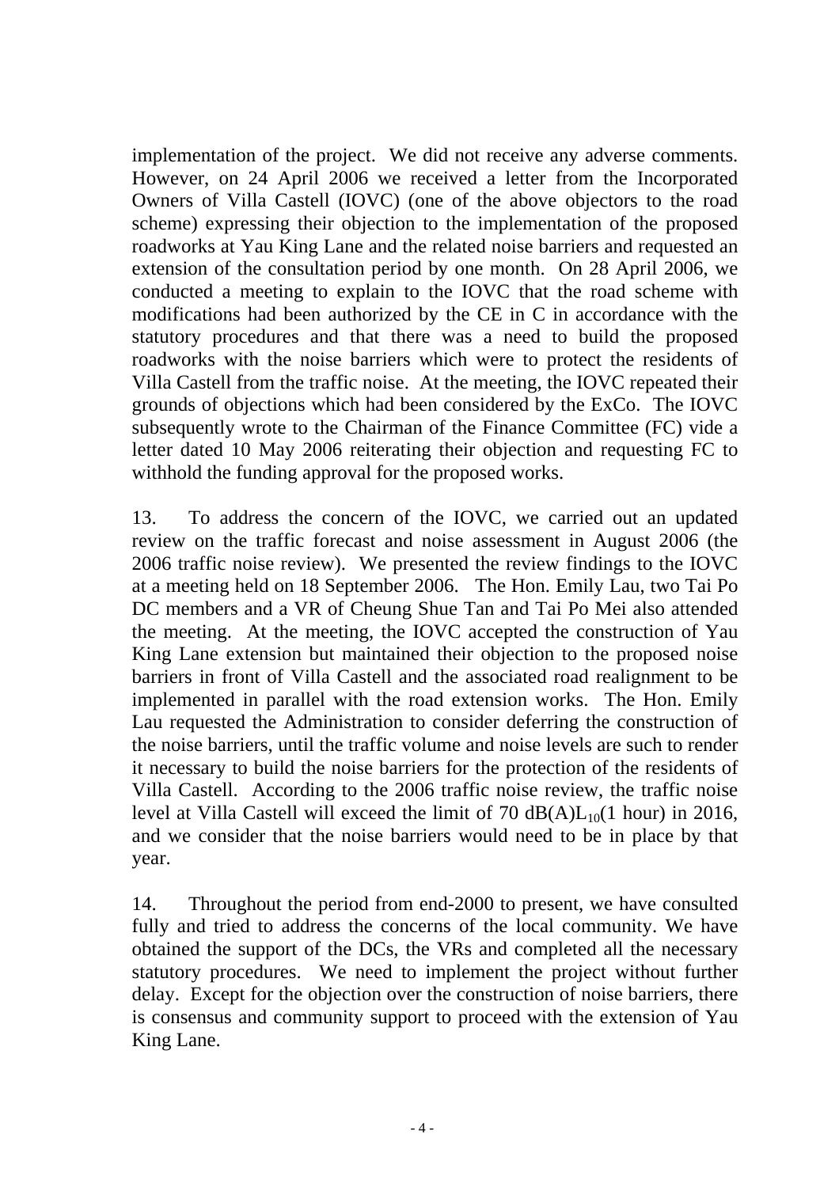implementation of the project. We did not receive any adverse comments. However, on 24 April 2006 we received a letter from the Incorporated Owners of Villa Castell (IOVC) (one of the above objectors to the road scheme) expressing their objection to the implementation of the proposed roadworks at Yau King Lane and the related noise barriers and requested an extension of the consultation period by one month. On 28 April 2006, we conducted a meeting to explain to the IOVC that the road scheme with modifications had been authorized by the CE in C in accordance with the statutory procedures and that there was a need to build the proposed roadworks with the noise barriers which were to protect the residents of Villa Castell from the traffic noise. At the meeting, the IOVC repeated their grounds of objections which had been considered by the ExCo. The IOVC subsequently wrote to the Chairman of the Finance Committee (FC) vide a letter dated 10 May 2006 reiterating their objection and requesting FC to withhold the funding approval for the proposed works.

13. To address the concern of the IOVC, we carried out an updated review on the traffic forecast and noise assessment in August 2006 (the 2006 traffic noise review). We presented the review findings to the IOVC at a meeting held on 18 September 2006. The Hon. Emily Lau, two Tai Po DC members and a VR of Cheung Shue Tan and Tai Po Mei also attended the meeting. At the meeting, the IOVC accepted the construction of Yau King Lane extension but maintained their objection to the proposed noise barriers in front of Villa Castell and the associated road realignment to be implemented in parallel with the road extension works. The Hon. Emily Lau requested the Administration to consider deferring the construction of the noise barriers, until the traffic volume and noise levels are such to render it necessary to build the noise barriers for the protection of the residents of Villa Castell. According to the 2006 traffic noise review, the traffic noise level at Villa Castell will exceed the limit of 70 $dB(A)L_{10}$(1 hour) in 2016, and we consider that the noise barriers would need to be in place by that year.

14. Throughout the period from end-2000 to present, we have consulted fully and tried to address the concerns of the local community. We have obtained the support of the DCs, the VRs and completed all the necessary statutory procedures. We need to implement the project without further delay. Except for the objection over the construction of noise barriers, there is consensus and community support to proceed with the extension of Yau King Lane.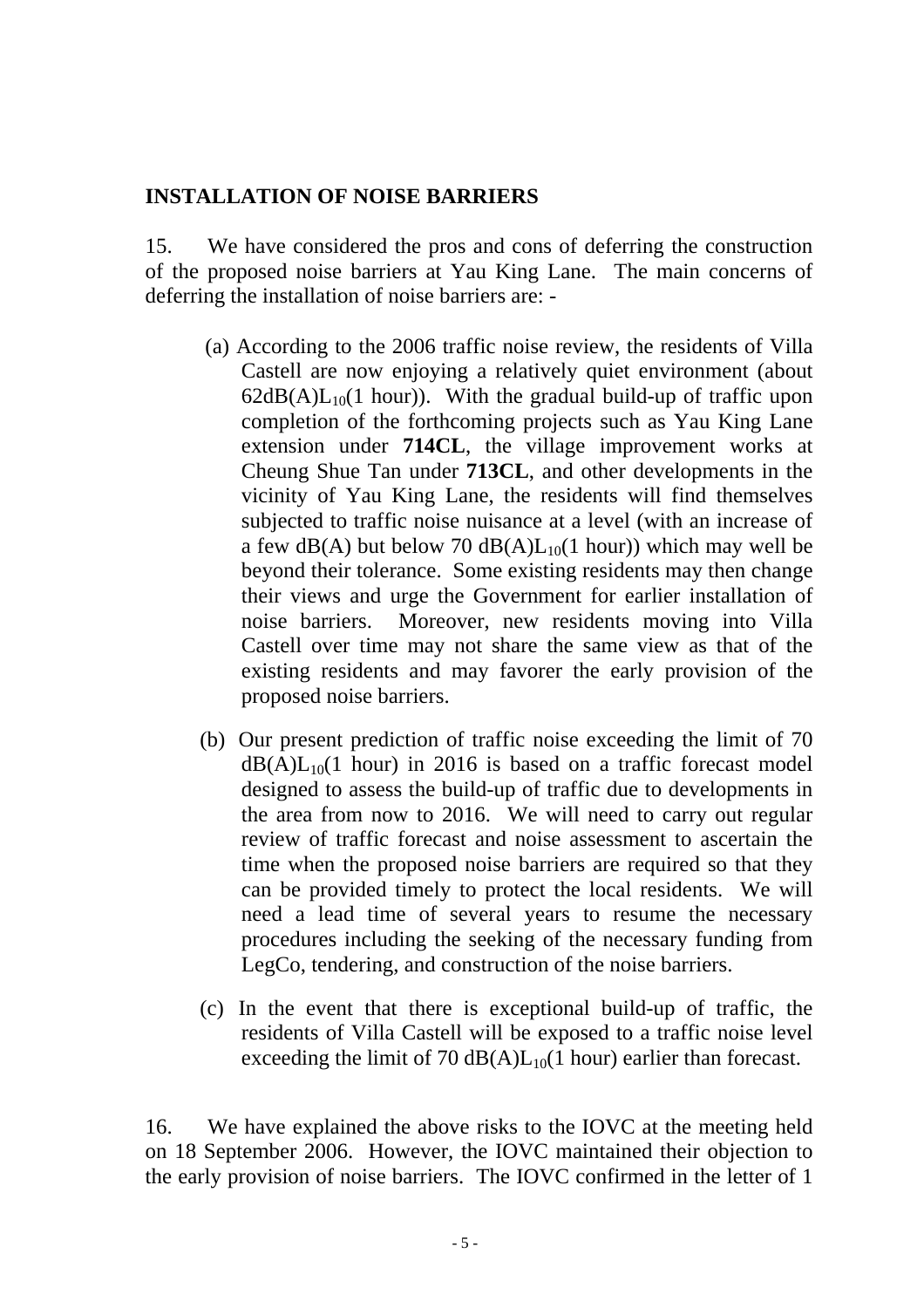## INSTALLATION OF NOISE BARRIERS

15. We have considered the pros and cons of deferring the construction of the proposed noise barriers at Yau King Lane. The main concerns of deferring the installation of noise barriers are: -

(a) According to the 2006 traffic noise review, the residents of Villa Castell are now enjoying a relatively quiet environment (about 62dB(A)$L_{10}$(1 hour)). With the gradual build-up of traffic upon completion of the forthcoming projects such as Yau King Lane extension under **714CL**, the village improvement works at Cheung Shue Tan under **713CL**, and other developments in the vicinity of Yau King Lane, the residents will find themselves subjected to traffic noise nuisance at a level (with an increase of a few dB(A) but below 70 dB(A)$L_{10}$(1 hour)) which may well be beyond their tolerance. Some existing residents may then change their views and urge the Government for earlier installation of noise barriers. Moreover, new residents moving into Villa Castell over time may not share the same view as that of the existing residents and may favorer the early provision of the proposed noise barriers.

(b) Our present prediction of traffic noise exceeding the limit of 70 dB(A)$L_{10}$(1 hour) in 2016 is based on a traffic forecast model designed to assess the build-up of traffic due to developments in the area from now to 2016. We will need to carry out regular review of traffic forecast and noise assessment to ascertain the time when the proposed noise barriers are required so that they can be provided timely to protect the local residents. We will need a lead time of several years to resume the necessary procedures including the seeking of the necessary funding from LegCo, tendering, and construction of the noise barriers.

(c) In the event that there is exceptional build-up of traffic, the residents of Villa Castell will be exposed to a traffic noise level exceeding the limit of 70 dB(A)$L_{10}$(1 hour) earlier than forecast.

16. We have explained the above risks to the IOVC at the meeting held on 18 September 2006. However, the IOVC maintained their objection to the early provision of noise barriers. The IOVC confirmed in the letter of 1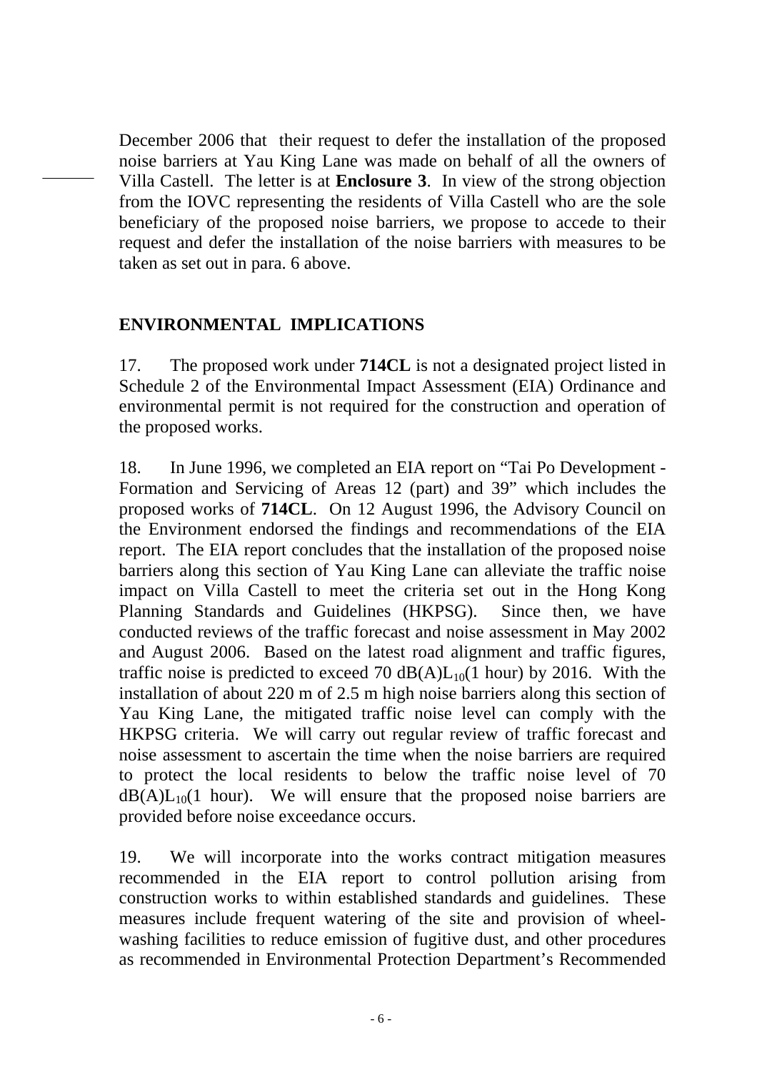December 2006 that their request to defer the installation of the proposed noise barriers at Yau King Lane was made on behalf of all the owners of Villa Castell. The letter is at **Enclosure 3**. In view of the strong objection from the IOVC representing the residents of Villa Castell who are the sole beneficiary of the proposed noise barriers, we propose to accede to their request and defer the installation of the noise barriers with measures to be taken as set out in para. 6 above.

## ENVIRONMENTAL IMPLICATIONS

17. The proposed work under **714CL** is not a designated project listed in Schedule 2 of the Environmental Impact Assessment (EIA) Ordinance and environmental permit is not required for the construction and operation of the proposed works.

18. In June 1996, we completed an EIA report on "Tai Po Development - Formation and Servicing of Areas 12 (part) and 39" which includes the proposed works of **714CL**. On 12 August 1996, the Advisory Council on the Environment endorsed the findings and recommendations of the EIA report. The EIA report concludes that the installation of the proposed noise barriers along this section of Yau King Lane can alleviate the traffic noise impact on Villa Castell to meet the criteria set out in the Hong Kong Planning Standards and Guidelines (HKPSG). Since then, we have conducted reviews of the traffic forecast and noise assessment in May 2002 and August 2006. Based on the latest road alignment and traffic figures, traffic noise is predicted to exceed 70 $dB(A)L_{10}$(1 hour) by 2016. With the installation of about 220 m of 2.5 m high noise barriers along this section of Yau King Lane, the mitigated traffic noise level can comply with the HKPSG criteria. We will carry out regular review of traffic forecast and noise assessment to ascertain the time when the noise barriers are required to protect the local residents to below the traffic noise level of 70 $dB(A)L_{10}$(1 hour). We will ensure that the proposed noise barriers are provided before noise exceedance occurs.

19. We will incorporate into the works contract mitigation measures recommended in the EIA report to control pollution arising from construction works to within established standards and guidelines. These measures include frequent watering of the site and provision of wheel-washing facilities to reduce emission of fugitive dust, and other procedures as recommended in Environmental Protection Department's Recommended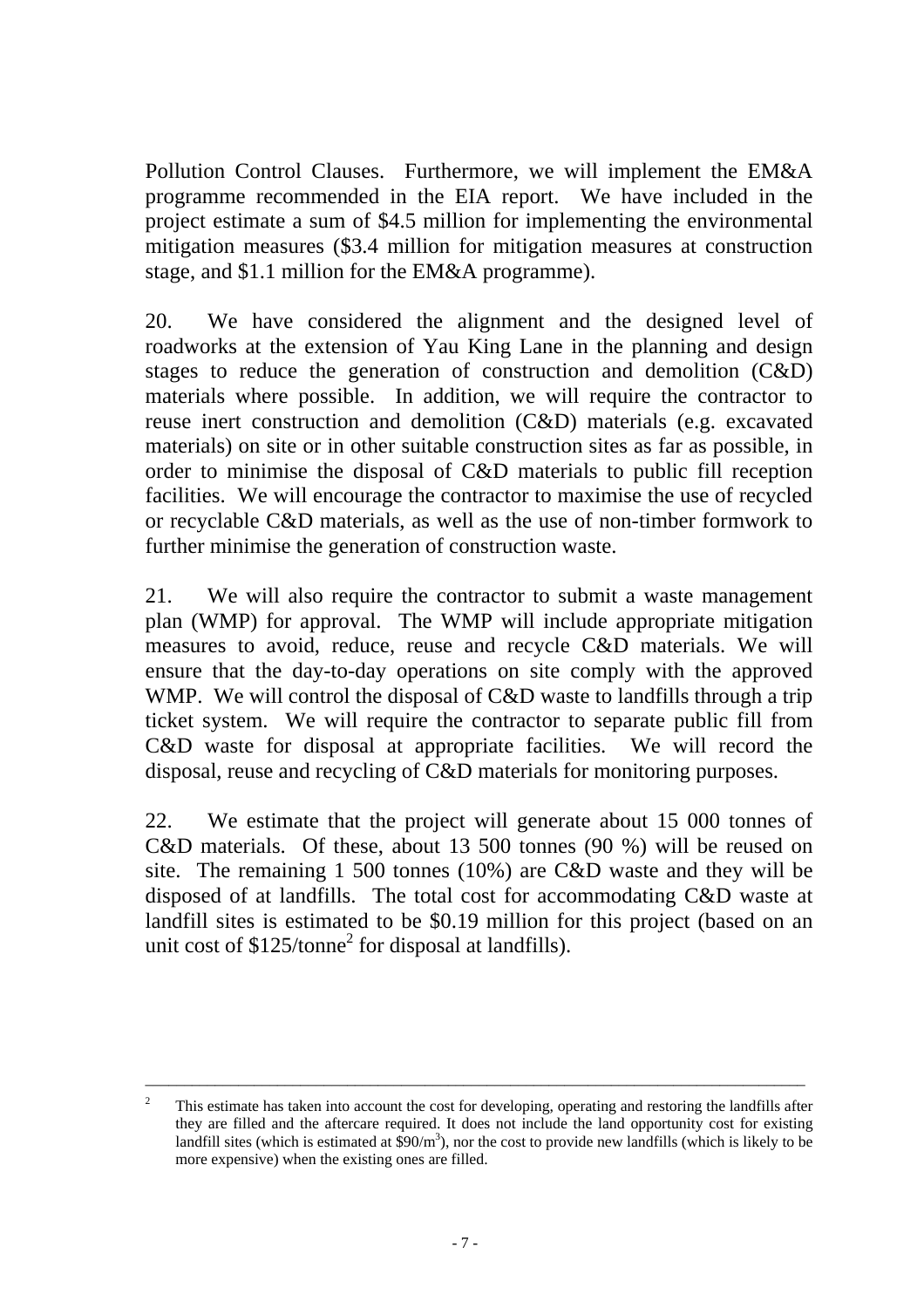Pollution Control Clauses. Furthermore, we will implement the EM&A programme recommended in the EIA report. We have included in the project estimate a sum of $4.5 million for implementing the environmental mitigation measures ($3.4 million for mitigation measures at construction stage, and $1.1 million for the EM&A programme).

20. We have considered the alignment and the designed level of roadworks at the extension of Yau King Lane in the planning and design stages to reduce the generation of construction and demolition (C&D) materials where possible. In addition, we will require the contractor to reuse inert construction and demolition (C&D) materials (e.g. excavated materials) on site or in other suitable construction sites as far as possible, in order to minimise the disposal of C&D materials to public fill reception facilities. We will encourage the contractor to maximise the use of recycled or recyclable C&D materials, as well as the use of non-timber formwork to further minimise the generation of construction waste.

21. We will also require the contractor to submit a waste management plan (WMP) for approval. The WMP will include appropriate mitigation measures to avoid, reduce, reuse and recycle C&D materials. We will ensure that the day-to-day operations on site comply with the approved WMP. We will control the disposal of C&D waste to landfills through a trip ticket system. We will require the contractor to separate public fill from C&D waste for disposal at appropriate facilities. We will record the disposal, reuse and recycling of C&D materials for monitoring purposes.

22. We estimate that the project will generate about 15 000 tonnes of C&D materials. Of these, about 13 500 tonnes (90 %) will be reused on site. The remaining 1 500 tonnes (10%) are C&D waste and they will be disposed of at landfills. The total cost for accommodating C&D waste at landfill sites is estimated to be $0.19 million for this project (based on an unit cost of $125/tonne[2] for disposal at landfills).

---

[2] This estimate has taken into account the cost for developing, operating and restoring the landfills after they are filled and the aftercare required. It does not include the land opportunity cost for existing landfill sites (which is estimated at $90/m$^3$), nor the cost to provide new landfills (which is likely to be more expensive) when the existing ones are filled.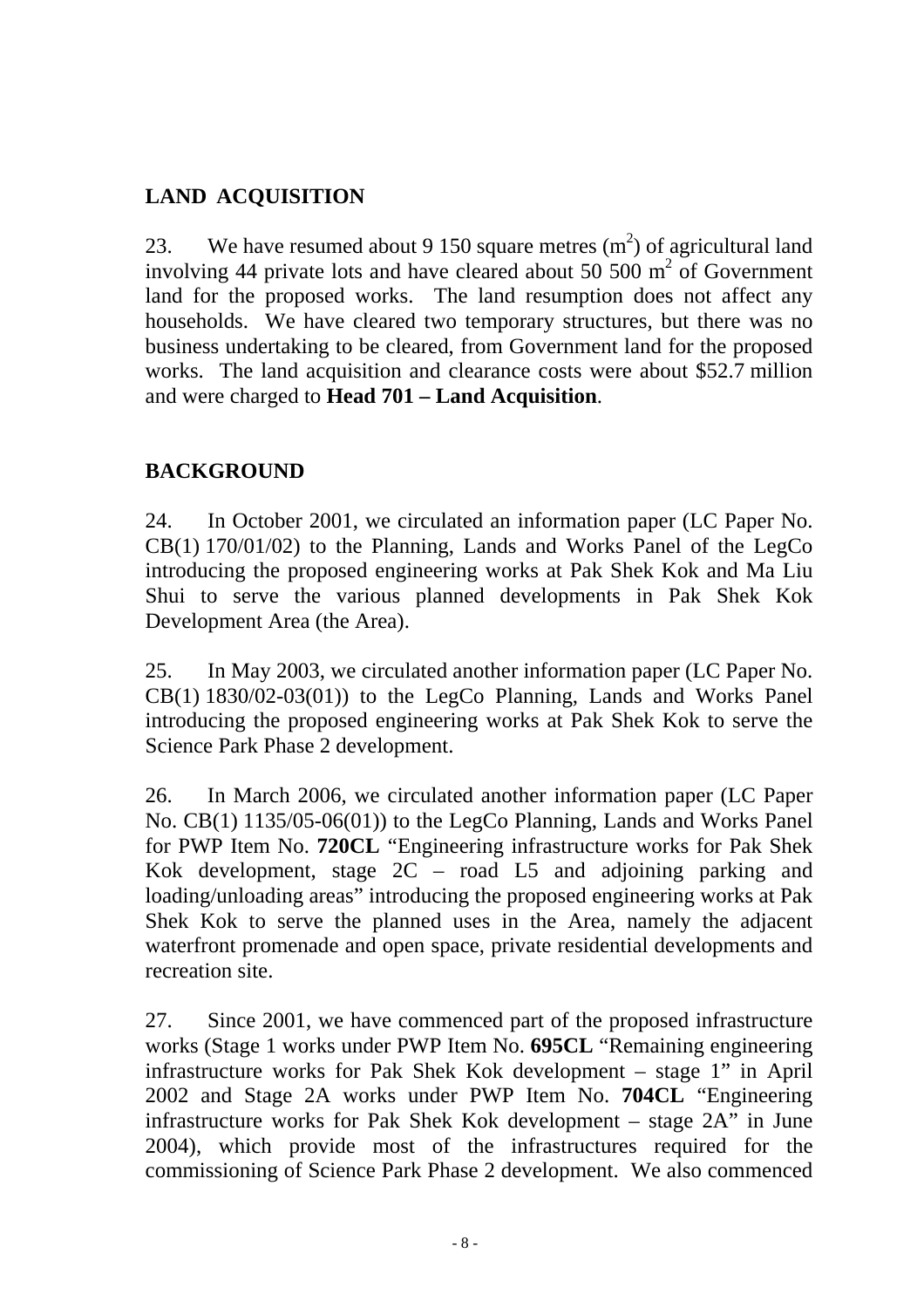## LAND ACQUISITION

23. We have resumed about 9 150 square metres ($m^2$) of agricultural land involving 44 private lots and have cleared about 50 500 $m^2$ of Government land for the proposed works. The land resumption does not affect any households. We have cleared two temporary structures, but there was no business undertaking to be cleared, from Government land for the proposed works. The land acquisition and clearance costs were about $52.7 million and were charged to **Head 701 – Land Acquisition**.

## BACKGROUND

24. In October 2001, we circulated an information paper (LC Paper No. CB(1) 170/01/02) to the Planning, Lands and Works Panel of the LegCo introducing the proposed engineering works at Pak Shek Kok and Ma Liu Shui to serve the various planned developments in Pak Shek Kok Development Area (the Area).

25. In May 2003, we circulated another information paper (LC Paper No. CB(1) 1830/02-03(01)) to the LegCo Planning, Lands and Works Panel introducing the proposed engineering works at Pak Shek Kok to serve the Science Park Phase 2 development.

26. In March 2006, we circulated another information paper (LC Paper No. CB(1) 1135/05-06(01)) to the LegCo Planning, Lands and Works Panel for PWP Item No. **720CL** "Engineering infrastructure works for Pak Shek Kok development, stage 2C – road L5 and adjoining parking and loading/unloading areas" introducing the proposed engineering works at Pak Shek Kok to serve the planned uses in the Area, namely the adjacent waterfront promenade and open space, private residential developments and recreation site.

27. Since 2001, we have commenced part of the proposed infrastructure works (Stage 1 works under PWP Item No. **695CL** "Remaining engineering infrastructure works for Pak Shek Kok development – stage 1" in April 2002 and Stage 2A works under PWP Item No. **704CL** "Engineering infrastructure works for Pak Shek Kok development – stage 2A" in June 2004), which provide most of the infrastructures required for the commissioning of Science Park Phase 2 development. We also commenced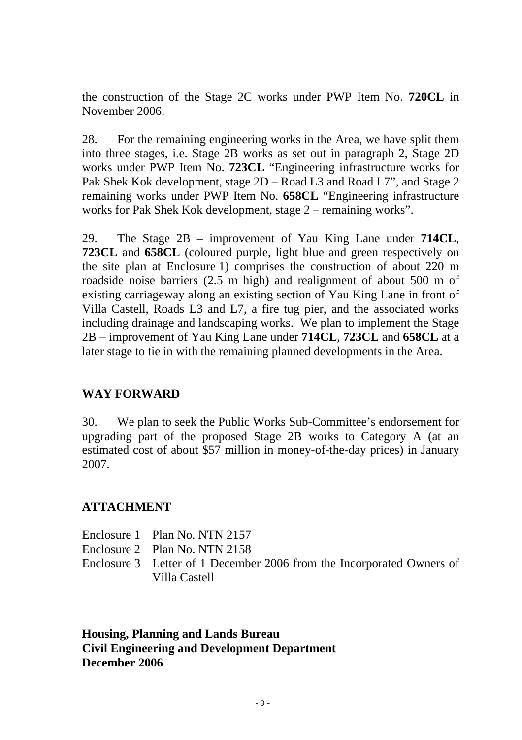the construction of the Stage 2C works under PWP Item No. **720CL** in November 2006.

28. For the remaining engineering works in the Area, we have split them into three stages, i.e. Stage 2B works as set out in paragraph 2, Stage 2D works under PWP Item No. **723CL** "Engineering infrastructure works for Pak Shek Kok development, stage 2D – Road L3 and Road L7", and Stage 2 remaining works under PWP Item No. **658CL** "Engineering infrastructure works for Pak Shek Kok development, stage 2 – remaining works".

29. The Stage 2B – improvement of Yau King Lane under **714CL**, **723CL** and **658CL** (coloured purple, light blue and green respectively on the site plan at Enclosure 1) comprises the construction of about 220 m roadside noise barriers (2.5 m high) and realignment of about 500 m of existing carriageway along an existing section of Yau King Lane in front of Villa Castell, Roads L3 and L7, a fire tug pier, and the associated works including drainage and landscaping works. We plan to implement the Stage 2B – improvement of Yau King Lane under **714CL**, **723CL** and **658CL** at a later stage to tie in with the remaining planned developments in the Area.

## WAY FORWARD

30. We plan to seek the Public Works Sub-Committee's endorsement for upgrading part of the proposed Stage 2B works to Category A (at an estimated cost of about $57 million in money-of-the-day prices) in January 2007.

## ATTACHMENT

Enclosure 1 Plan No. NTN 2157
Enclosure 2 Plan No. NTN 2158
Enclosure 3 Letter of 1 December 2006 from the Incorporated Owners of Villa Castell

**Housing, Planning and Lands Bureau**
**Civil Engineering and Development Department**
**December 2006**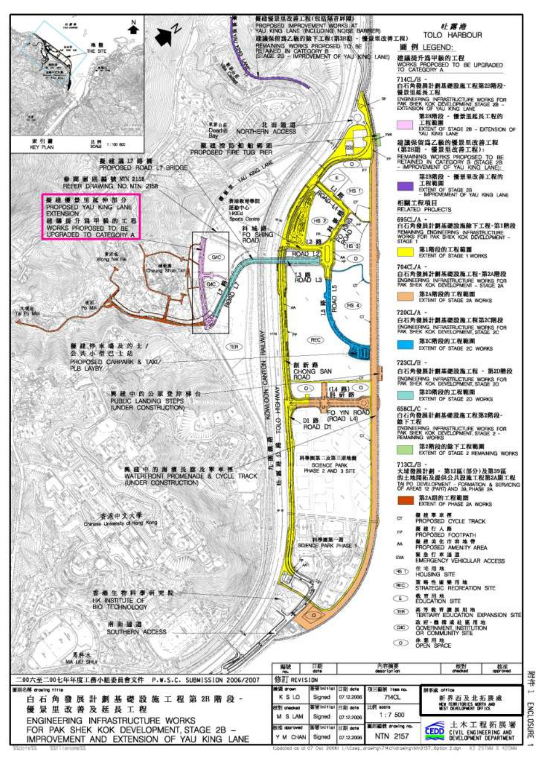附件 1 ENCLOSURE 1

吐露港
TOLO HARBOUR

圖 例 LEGEND:

建議提升為甲級的工程
WORKS PROPOSED TO BE UPGRADED TO CATEGORY A

714CL/B -
白石角發展計劃基礎設施工程第2B階段 - 優景里延長工程
ENGINEERING INFRASTRUCTURE WORKS FOR PAK SHEK KOK DEVELOPMENT, STAGE 2B - EXTENSION OF YAU KING LANE

第2B階段 - 優景里延長工程的工程範圍
EXTENT OF STAGE 2B - EXTENSION OF YAU KING LANE

建議保留為乙級的優景里改善工程（第2B階段 - 優景里改善工程）：
REMAINING WORKS PROPOSED TO BE RETAINED IN CATEGORY B (STAGE 2B - IMPROVEMENT OF YAU KING LANE):

第2B階段 - 優景里改善工程的工程範圍
EXTENT OF STAGE 2B - IMPROVEMENT OF YAU KING LANE

相關工程項目
RELATED PROJECTS

695CL/A -
白石角發展計劃基礎設施餘下工程 - 第1階段
REMAINING ENGINEERING INFRASTRUCTURE WORKS FOR PAK SHEK KOK DEVELOPMENT - STAGE 1

第1階段的工程範圍
EXTENT OF STAGE 1 WORKS

704CL/A -
白石角發展計劃基礎設施工程 - 第2A階段
ENGINEERING INFRASTRUCTURE WORKS FOR PAK SHEK KOK DEVELOPMENT - STAGE 2A

第2A階段的工程範圍
EXTENT OF STAGE 2A WORKS

720CL/A -
白石角發展計劃基礎設施工程第2C階段
ENGINEERING INFRASTRUCTURE WORKS FOR PAK SHEK KOK DEVELOPMENT, STAGE 2C

第2C階段的工程範圍
EXTENT OF STAGE 2C WORKS

723CL/B -
白石角發展計劃基礎設施工程 - 第2D階段
ENGINEERING INFRASTRUCTURE WORKS FOR PAK SHEK KOK DEVELOPMENT, STAGE 2D

第2D階段的工程範圍
EXTENT OF STAGE 2D WORKS

658CL/C -
白石角發展計劃基礎設施工程第2階段 - 餘下工程
ENGINEERING INFRASTRUCTURE WORKS FOR PAK SHEK KOK DEVELOPMENT, STAGE 2 - REMAINING WORKS

第2階段的餘下工程範圍
EXTENT OF STAGE 2 REMAINING WORKS

713CL/B -
大埔發展計劃 - 第12區(部分)及第39區的土地平整及提供公共設施工程第2A期工程
TAI PO DEVELOPMENT - FORMATION & SERVICING OF AREAS 12 (PART) AND 39, PHASE 2A

第2A期的工程範圍
EXTENT OF PHASE 2A WORKS

CT 擬建單車徑 PROPOSED CYCLE TRACK
FP 擬建行人路 PROPOSED FOOTPATH
AA 擬建美化市容地帶 PROPOSED AMENITY AREA
EVA 緊急車輛通道 EMERGENCY VEHICULAR ACCESS
HS 住宅用地 HOUSING SITE
REC 策略性康樂用地 STRATEGIC RECREATION SITE
E 教育用地 EDUCATION SITE
TER 高等教育擴展用地 TERTIARY EDUCATION EXPANSION SITE
G/IC 政府、機構或社區用地 GOVERNMENT, INSTITUTION OR COMMUNITY SITE
O 休憩用地 OPEN SPACE

擬建優景里改善工程(包括隔音屏障)
PROPOSED IMPROVEMENT WORKS AT YAU KING LANE (INCLUDING NOISE BARRIER)
建議保留為乙級的餘下工程(第2B期 - 優景里改善工程)
REMAINING WORKS PROPOSED TO BE RETAINED IN CATEGORY B (STAGE 2B - IMPROVEMENT OF YAU KING LANE)

擬建優景里延伸部分
PROPOSED YAU KING LANE EXTENSION
建議提升為甲級的工程
WORKS PROPOSED TO BE UPGRADED TO CATEGORY A

北面通道 NORTHERN ACCESS
擬建消防船碼頭 PROPOSED FIRE TUG PIER
擬建L7路橋 PROPOSED ROAD L7 BRIDGE
參閱圖則編號 NTN 2158 REFER DRAWING NO. NTN 2158
香港教育學院運動中心 HKIEd Sports Centre
科城路 FO SHING ROAD
擬建停車場及的士/公共小型巴士站 PROPOSED CARPARK & TAXI/PLB LAYBY
興建中的公眾登岸梯台 PUBLIC LANDING STEPS (UNDER CONSTRUCTION)
興建中的海濱長廊及單車徑 WATERFRONT PROMENADE & CYCLE TRACK (UNDER CONSTRUCTION)
創新路 CHONG SAN ROAD
科研路 FO YIN ROAD (ROAD L4)
D1路 ROAD D1
科學園第二及第三期地盤 SCIENCE PARK PHASE 2 AND 3 SITE
科學園第一期 SCIENCE PARK PHASE 1
香港中文大學 Chinese University of Hong Kong
香港生物科學研究院 HK INSTITUTE OF BIO TECHNOLOGY
南面通道 SOUTHERN ACCESS
馬料水 MA LIU SHUI
九廣鐵路 KOWLOON CANTON RAILWAY
吐露港公路 TOLO HIGHWAY

索引圖 KEY PLAN　比例 SCALE 1:100 000　地盤 THE SITE

二00六至二00七年度工務小組委員會文件 P.W.S.C. SUBMISSION 2006/2007

| 編號 no. | 日期 date | 內容摘要 description | 核對 checked | 核准 approved |
|---|---|---|---|---|

修訂 REVISION

| 圖則名稱 drawing title | | | | |
|---|---|---|---|---|
| 白石角發展計劃基礎設施工程第2B階段 - 優景里改善及延長工程 ENGINEERING INFRASTRUCTURE WORKS FOR PAK SHEK KOK DEVELOPMENT, STAGE 2B - IMPROVEMENT AND EXTENSION OF YAU KING LANE | 繪圖 drawn: K S LO | Signed | 07.12.2006 | 項目編號 item no. 714CL |
| | 核對 checked: M S LAM | Signed | 07.12.2006 | 比例 scale 1 : 7 500 |
| | 核准 approved: Y M CHAN | Signed | 07.12.2006 | 圖則編號 drawing no. NTN 2157 |

辦事處 office: 新界西及北拓展處 NEW TERRITORIES NORTH AND WEST DEVELOPMENT OFFICE

土木工程拓展署 CIVIL ENGINEERING AND DEVELOPMENT DEPARTMENT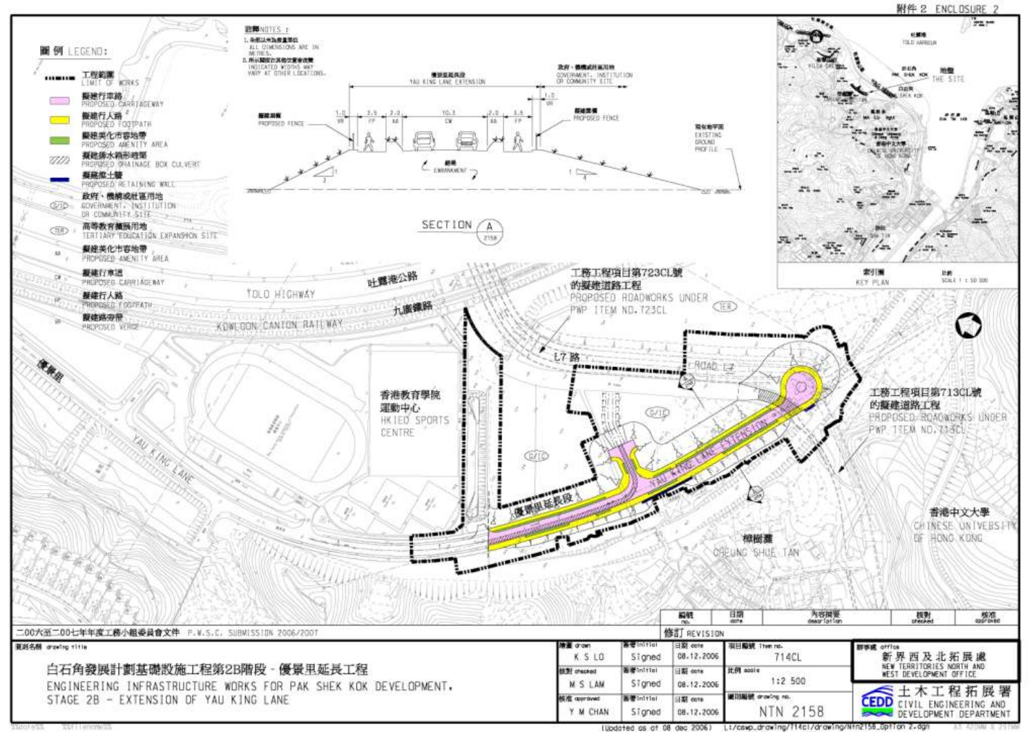附件 2 ENCLOSURE 2

**圖例 LEGEND:**

- 工程範圍 LIMIT OF WORKS
- 擬建行車路 PROPOSED CARRIAGEWAY
- 擬建行人路 PROPOSED FOOTPATH
- 擬建美化市容地帶 PROPOSED AMENITY AREA
- 擬建排水箱形暗渠 PROPOSED DRAINAGE BOX CULVERT
- 擬建擋土牆 PROPOSED RETAINING WALL
- G/IC 政府、機構或社區用地 GOVERNMENT, INSTITUTION OR COMMUNITY SITE
- TER 高等教育擴展用地 TERTIARY EDUCATION EXPANSION SITE
- AA 擬建美化市容地帶 PROPOSED AMENITY AREA
- CW 擬建行車道 PROPOSED CARRIAGEWAY
- FP 擬建行人路 PROPOSED FOOTPATH
- VR 擬建路旁帶 PROPOSED VERGE

**註釋 NOTES:**

1. 全部以米為度量單位 ALL DIMENSIONS ARE IN METRES.
2. 所示闊度在其他位置會改變 INDICATED WIDTHS MAY VARY AT OTHER LOCATIONS.

SECTION A (2158)

優景里延長段 YAU KING LANE EXTENSION

1.0 VR | 3.5 FP | 2.0 AA | 10.3 CW | 2.0 AA | 3.5 FP | 1.0 VR

擬建圍欄 PROPOSED FENCE

政府、機構或社區用地 GOVERNMENT, INSTITUTION OR COMMUNITY SITE

現有地平面 EXISTING GROUND PROFILE

路堤 EMBANKMENT

工務工程項目第723CL號的擬建道路工程 PROPOSED ROADWORKS UNDER PWP ITEM NO. 723CL

工務工程項目第713CL號的擬建道路工程 PROPOSED ROADWORKS UNDER PWP ITEM NO. 713CL

吐露港公路 TOLO HIGHWAY

九廣鐵路 KOWLOON CANTON RAILWAY

L7 路 ROAD L7

香港教育學院運動中心 HKIED SPORTS CENTRE

優景里 YAU KING LANE

優景里延長段 YAU KING LANE EXTENSION

樟樹灘 CHEUNG SHUE TAN

香港中文大學 CHINESE UNIVERSITY OF HONG KONG

地盤 THE SITE

索引圖 KEY PLAN

比例 SCALE 1:50 000

二00六至二00七年年度工務小組委員會文件 P.W.S.C. SUBMISSION 2006/2007

圖則名稱 drawing title

白石角發展計劃基礎設施工程第2B階段 - 優景里延長工程

ENGINEERING INFRASTRUCTURE WORKS FOR PAK SHEK KOK DEVELOPMENT, STAGE 2B - EXTENSION OF YAU KING LANE

| | | 簽署 initial | 日期 date |
|---|---|---|---|
| 繪圖 drawn | K S LO | Signed | 08.12.2006 |
| 核對 checked | M S LAM | Signed | 08.12.2006 |
| 核准 approved | Y M CHAN | Signed | 08.12.2006 |

項目編號 item no. 714CL

比例 scale 1:2 500

圖則編號 drawing no. NTN 2158

辦事處 office 新界西及北拓展處 NEW TERRITORIES NORTH AND WEST DEVELOPMENT OFFICE

土木工程拓展署 CIVIL ENGINEERING AND DEVELOPMENT DEPARTMENT

(Updated as of 08 dec 2006) L:/cswp_drawing/714cl/drawing/Ntn2158_Option 2.dgn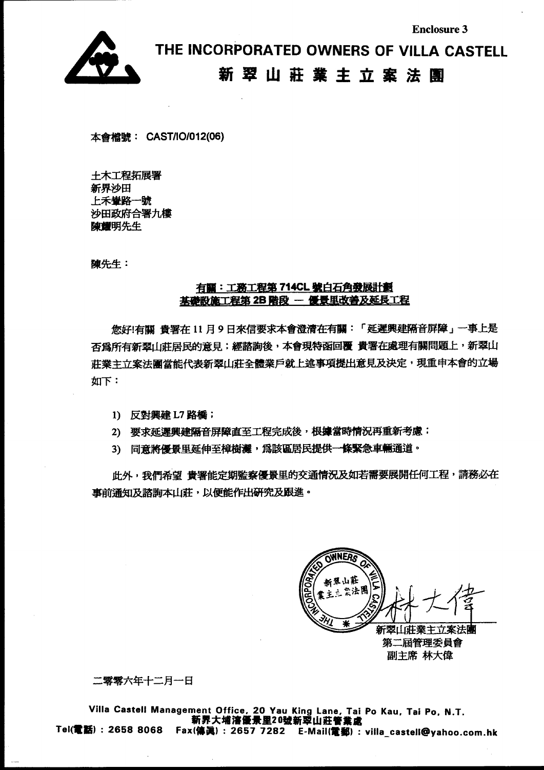Enclosure 3

# THE INCORPORATED OWNERS OF VILLA CASTELL
# 新 翠 山 莊 業 主 立 案 法 團

本會檔號： CAST/IO/012(06)

土木工程拓展署
新界沙田
上禾輋路一號
沙田政府合署九樓
陳耀明先生

陳先生：

**<u>有關：工務工程第 714CL 號白石角發展計劃</u>**
**<u>基礎設施工程第 2B 階段 — 優景里改善及延長工程</u>**

您好!有關 貴署在 11 月 9 日來信要求本會澄清在有關：「延遲興建隔音屏障」一事上是否爲所有新翠山莊居民的意見；經諮詢後，本會現特函回覆 貴署在處理有關問題上，新翠山莊業主立案法團當能代表新翠山莊全體業戶就上述事項提出意見及決定，現重申本會的立場如下：

1) 反對興建 L7 路橋；
2) 要求延遲興建隔音屏障直至工程完成後，根據當時情況再重新考慮；
3) 同意將優景里延伸至樟樹灘，爲該區居民提供一條緊急車輛通道。

此外，我們希望 貴署能定期監察優景里的交通情況及如若需要展開任何工程，請務必在事前通知及諮詢本山莊，以便能作出研究及跟進。

新翠山莊業主立案法團
第二屆管理委員會
副主席 林大偉

二零零六年十二月一日

Villa Castell Management Office, 20 Yau King Lane, Tai Po Kau, Tai Po, N.T.
新界大埔滘優景里20號新翠山莊管業處
Tel(電話) : 2658 8068 Fax(傳眞) : 2657 7282 E-Mail(電郵) : villa_castell@yahoo.com.hk